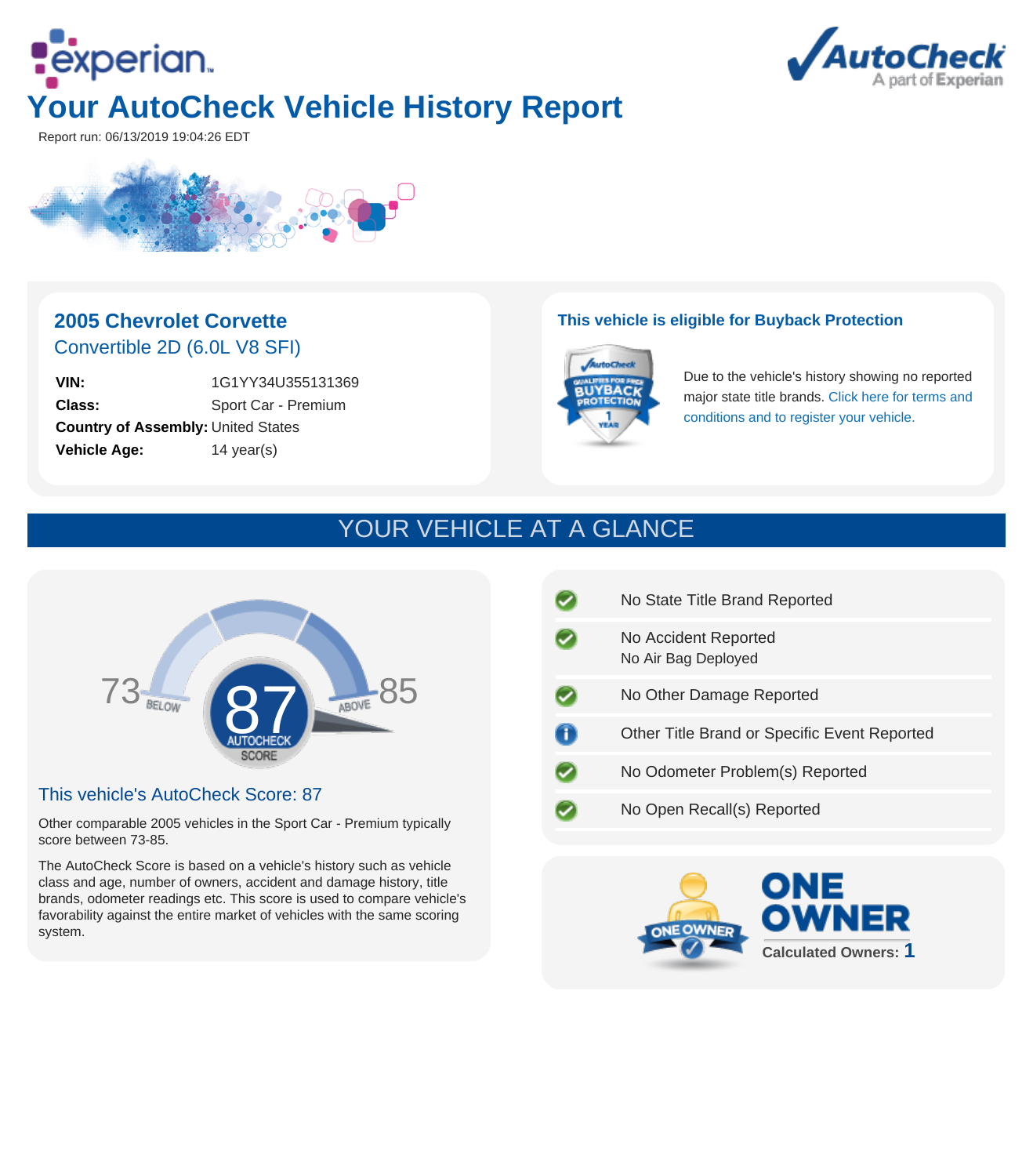# Your AutoCheck Vehicle History Report

Report run: 06/13/2019 19:04:26 EDT

## 2005 Chevrolet Corvette

Convertible 2D (6.0L V8 SFI)

| | |
|---|---|
| **VIN:** | 1G1YY34U355131369 |
| **Class:** | Sport Car - Premium |
| **Country of Assembly:** | United States |
| **Vehicle Age:** | 14 year(s) |

### This vehicle is eligible for Buyback Protection

Due to the vehicle's history showing no reported major state title brands. Click here for terms and conditions and to register your vehicle.

## YOUR VEHICLE AT A GLANCE

73 BELOW — 87 AUTOCHECK SCORE — ABOVE 85

### This vehicle's AutoCheck Score: 87

Other comparable 2005 vehicles in the Sport Car - Premium typically score between 73-85.

The AutoCheck Score is based on a vehicle's history such as vehicle class and age, number of owners, accident and damage history, title brands, odometer readings etc. This score is used to compare vehicle's favorability against the entire market of vehicles with the same scoring system.

- No State Title Brand Reported
- No Accident Reported
  No Air Bag Deployed
- No Other Damage Reported
- Other Title Brand or Specific Event Reported
- No Odometer Problem(s) Reported
- No Open Recall(s) Reported

**ONE OWNER**

Calculated Owners: **1**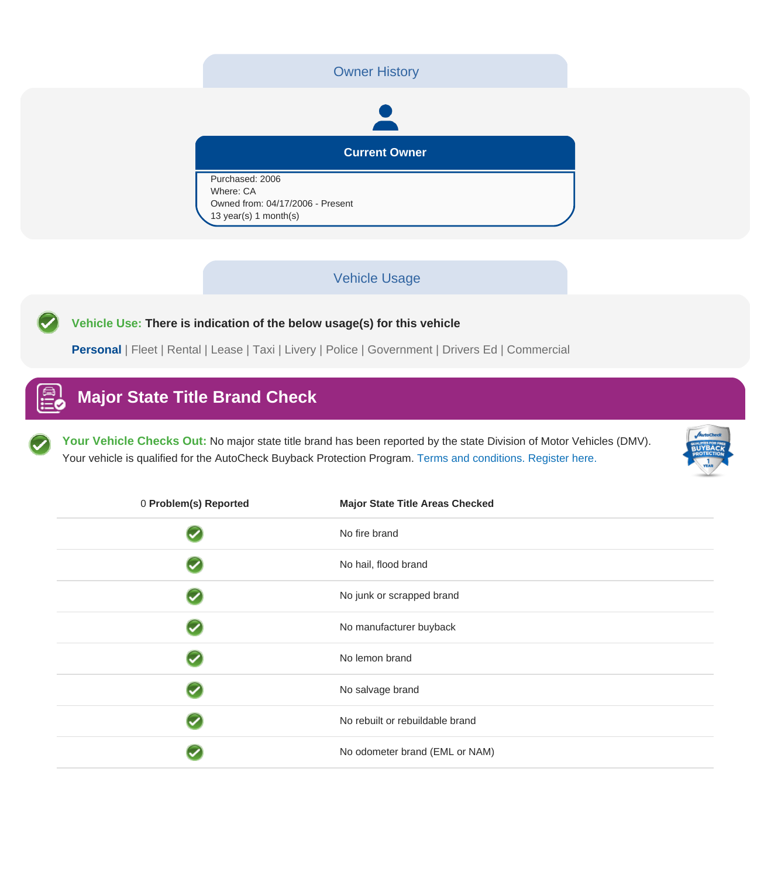## Owner History

### Current Owner

Purchased: 2006
Where: CA
Owned from: 04/17/2006 - Present
13 year(s) 1 month(s)

## Vehicle Usage

**Vehicle Use:** **There is indication of the below usage(s) for this vehicle**

**Personal** | Fleet | Rental | Lease | Taxi | Livery | Police | Government | Drivers Ed | Commercial

## Major State Title Brand Check

**Your Vehicle Checks Out:** No major state title brand has been reported by the state Division of Motor Vehicles (DMV). Your vehicle is qualified for the AutoCheck Buyback Protection Program. Terms and conditions. Register here.

| 0 **Problem(s) Reported** | **Major State Title Areas Checked** |
|---|---|
| ✓ | No fire brand |
| ✓ | No hail, flood brand |
| ✓ | No junk or scrapped brand |
| ✓ | No manufacturer buyback |
| ✓ | No lemon brand |
| ✓ | No salvage brand |
| ✓ | No rebuilt or rebuildable brand |
| ✓ | No odometer brand (EML or NAM) |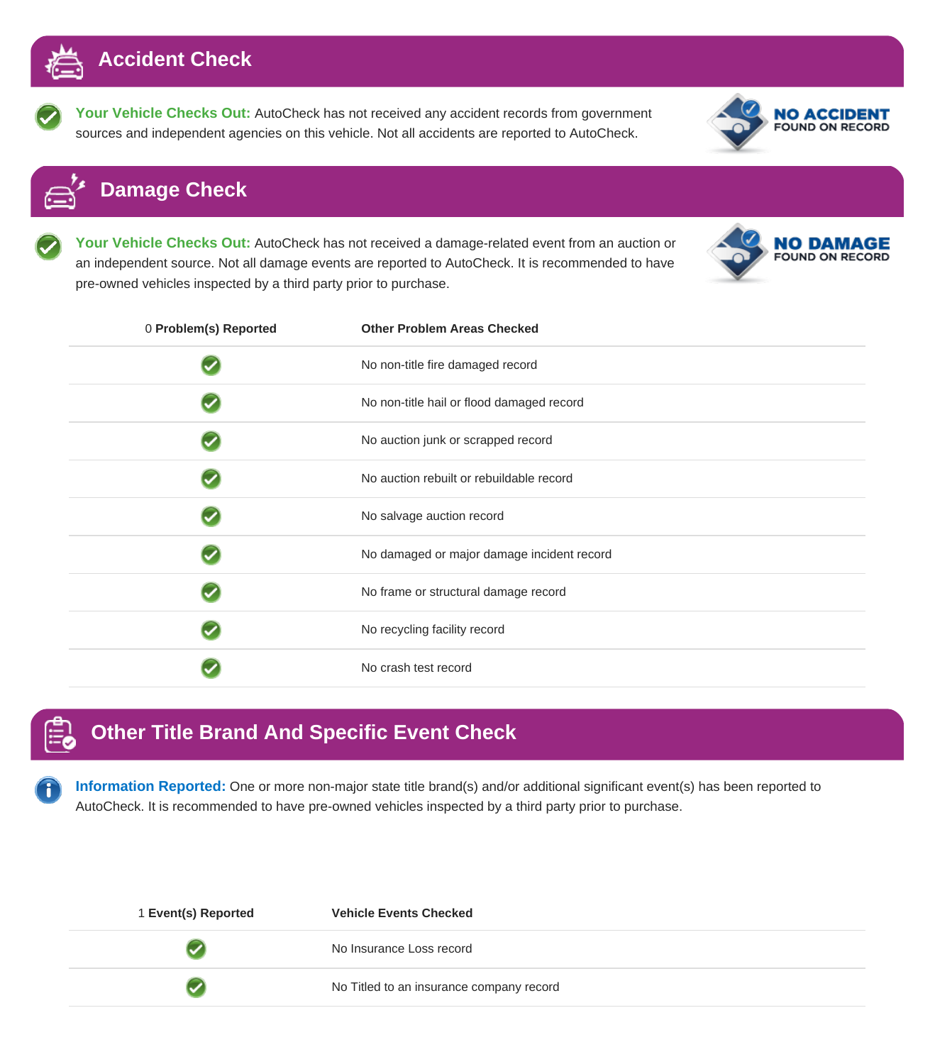## Accident Check

**Your Vehicle Checks Out:** AutoCheck has not received any accident records from government sources and independent agencies on this vehicle. Not all accidents are reported to AutoCheck.

**NO ACCIDENT** FOUND ON RECORD

## Damage Check

**Your Vehicle Checks Out:** AutoCheck has not received a damage-related event from an auction or an independent source. Not all damage events are reported to AutoCheck. It is recommended to have pre-owned vehicles inspected by a third party prior to purchase.

**NO DAMAGE** FOUND ON RECORD

| 0 **Problem(s) Reported** | **Other Problem Areas Checked** |
|---|---|
| ✓ | No non-title fire damaged record |
| ✓ | No non-title hail or flood damaged record |
| ✓ | No auction junk or scrapped record |
| ✓ | No auction rebuilt or rebuildable record |
| ✓ | No salvage auction record |
| ✓ | No damaged or major damage incident record |
| ✓ | No frame or structural damage record |
| ✓ | No recycling facility record |
| ✓ | No crash test record |

## Other Title Brand And Specific Event Check

**Information Reported:** One or more non-major state title brand(s) and/or additional significant event(s) has been reported to AutoCheck. It is recommended to have pre-owned vehicles inspected by a third party prior to purchase.

| 1 **Event(s) Reported** | **Vehicle Events Checked** |
|---|---|
| ✓ | No Insurance Loss record |
| ✓ | No Titled to an insurance company record |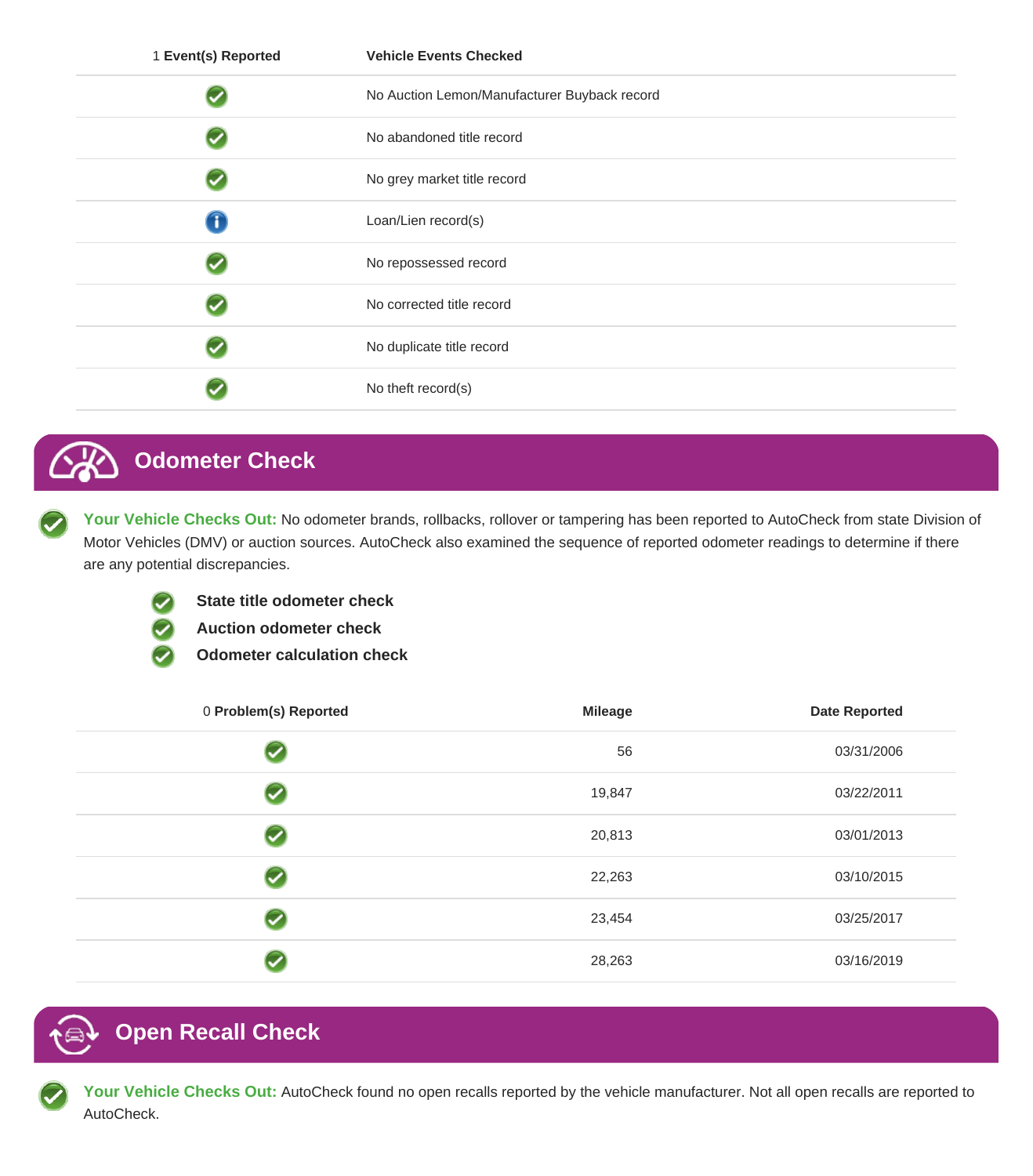| 1 Event(s) Reported | Vehicle Events Checked |
|---|---|
| ✓ | No Auction Lemon/Manufacturer Buyback record |
| ✓ | No abandoned title record |
| ✓ | No grey market title record |
| i | Loan/Lien record(s) |
| ✓ | No repossessed record |
| ✓ | No corrected title record |
| ✓ | No duplicate title record |
| ✓ | No theft record(s) |

## Odometer Check

**Your Vehicle Checks Out:** No odometer brands, rollbacks, rollover or tampering has been reported to AutoCheck from state Division of Motor Vehicles (DMV) or auction sources. AutoCheck also examined the sequence of reported odometer readings to determine if there are any potential discrepancies.

- **State title odometer check**
- **Auction odometer check**
- **Odometer calculation check**

| 0 Problem(s) Reported | Mileage | Date Reported |
|---|---|---|
| ✓ | 56 | 03/31/2006 |
| ✓ | 19,847 | 03/22/2011 |
| ✓ | 20,813 | 03/01/2013 |
| ✓ | 22,263 | 03/10/2015 |
| ✓ | 23,454 | 03/25/2017 |
| ✓ | 28,263 | 03/16/2019 |

## Open Recall Check

**Your Vehicle Checks Out:** AutoCheck found no open recalls reported by the vehicle manufacturer. Not all open recalls are reported to AutoCheck.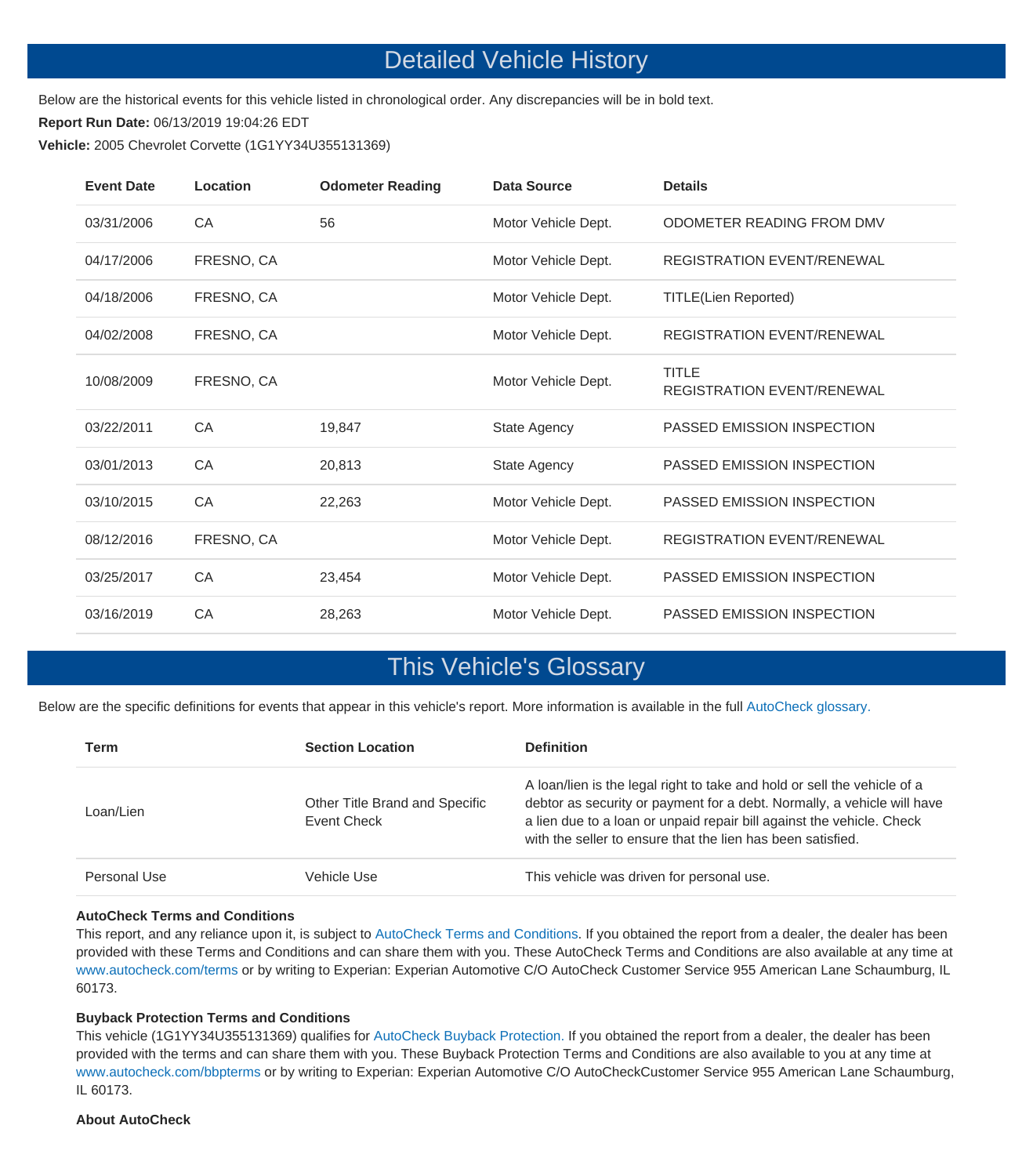# Detailed Vehicle History

Below are the historical events for this vehicle listed in chronological order. Any discrepancies will be in bold text.

**Report Run Date:** 06/13/2019 19:04:26 EDT

**Vehicle:** 2005 Chevrolet Corvette (1G1YY34U355131369)

| Event Date | Location | Odometer Reading | Data Source | Details |
|---|---|---|---|---|
| 03/31/2006 | CA | 56 | Motor Vehicle Dept. | ODOMETER READING FROM DMV |
| 04/17/2006 | FRESNO, CA | | Motor Vehicle Dept. | REGISTRATION EVENT/RENEWAL |
| 04/18/2006 | FRESNO, CA | | Motor Vehicle Dept. | TITLE(Lien Reported) |
| 04/02/2008 | FRESNO, CA | | Motor Vehicle Dept. | REGISTRATION EVENT/RENEWAL |
| 10/08/2009 | FRESNO, CA | | Motor Vehicle Dept. | TITLE<br>REGISTRATION EVENT/RENEWAL |
| 03/22/2011 | CA | 19,847 | State Agency | PASSED EMISSION INSPECTION |
| 03/01/2013 | CA | 20,813 | State Agency | PASSED EMISSION INSPECTION |
| 03/10/2015 | CA | 22,263 | Motor Vehicle Dept. | PASSED EMISSION INSPECTION |
| 08/12/2016 | FRESNO, CA | | Motor Vehicle Dept. | REGISTRATION EVENT/RENEWAL |
| 03/25/2017 | CA | 23,454 | Motor Vehicle Dept. | PASSED EMISSION INSPECTION |
| 03/16/2019 | CA | 28,263 | Motor Vehicle Dept. | PASSED EMISSION INSPECTION |

# This Vehicle's Glossary

Below are the specific definitions for events that appear in this vehicle's report. More information is available in the full AutoCheck glossary.

| Term | Section Location | Definition |
|---|---|---|
| Loan/Lien | Other Title Brand and Specific Event Check | A loan/lien is the legal right to take and hold or sell the vehicle of a debtor as security or payment for a debt. Normally, a vehicle will have a lien due to a loan or unpaid repair bill against the vehicle. Check with the seller to ensure that the lien has been satisfied. |
| Personal Use | Vehicle Use | This vehicle was driven for personal use. |

**AutoCheck Terms and Conditions**

This report, and any reliance upon it, is subject to AutoCheck Terms and Conditions. If you obtained the report from a dealer, the dealer has been provided with these Terms and Conditions and can share them with you. These AutoCheck Terms and Conditions are also available at any time at www.autocheck.com/terms or by writing to Experian: Experian Automotive C/O AutoCheck Customer Service 955 American Lane Schaumburg, IL 60173.

**Buyback Protection Terms and Conditions**

This vehicle (1G1YY34U355131369) qualifies for AutoCheck Buyback Protection. If you obtained the report from a dealer, the dealer has been provided with the terms and can share them with you. These Buyback Protection Terms and Conditions are also available to you at any time at www.autocheck.com/bbpterms or by writing to Experian: Experian Automotive C/O AutoCheckCustomer Service 955 American Lane Schaumburg, IL 60173.

**About AutoCheck**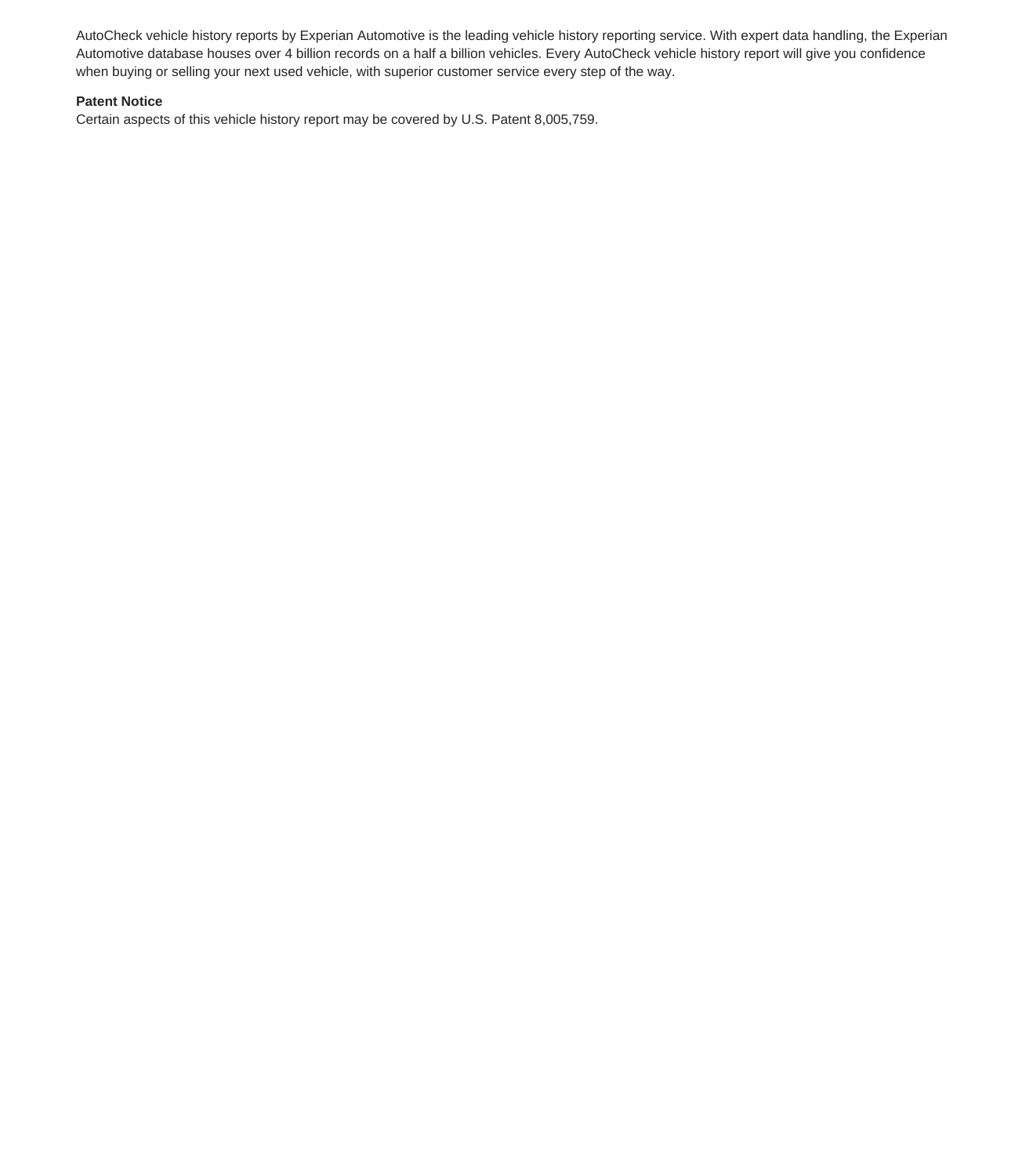AutoCheck vehicle history reports by Experian Automotive is the leading vehicle history reporting service. With expert data handling, the Experian Automotive database houses over 4 billion records on a half a billion vehicles. Every AutoCheck vehicle history report will give you confidence when buying or selling your next used vehicle, with superior customer service every step of the way.

**Patent Notice**
Certain aspects of this vehicle history report may be covered by U.S. Patent 8,005,759.